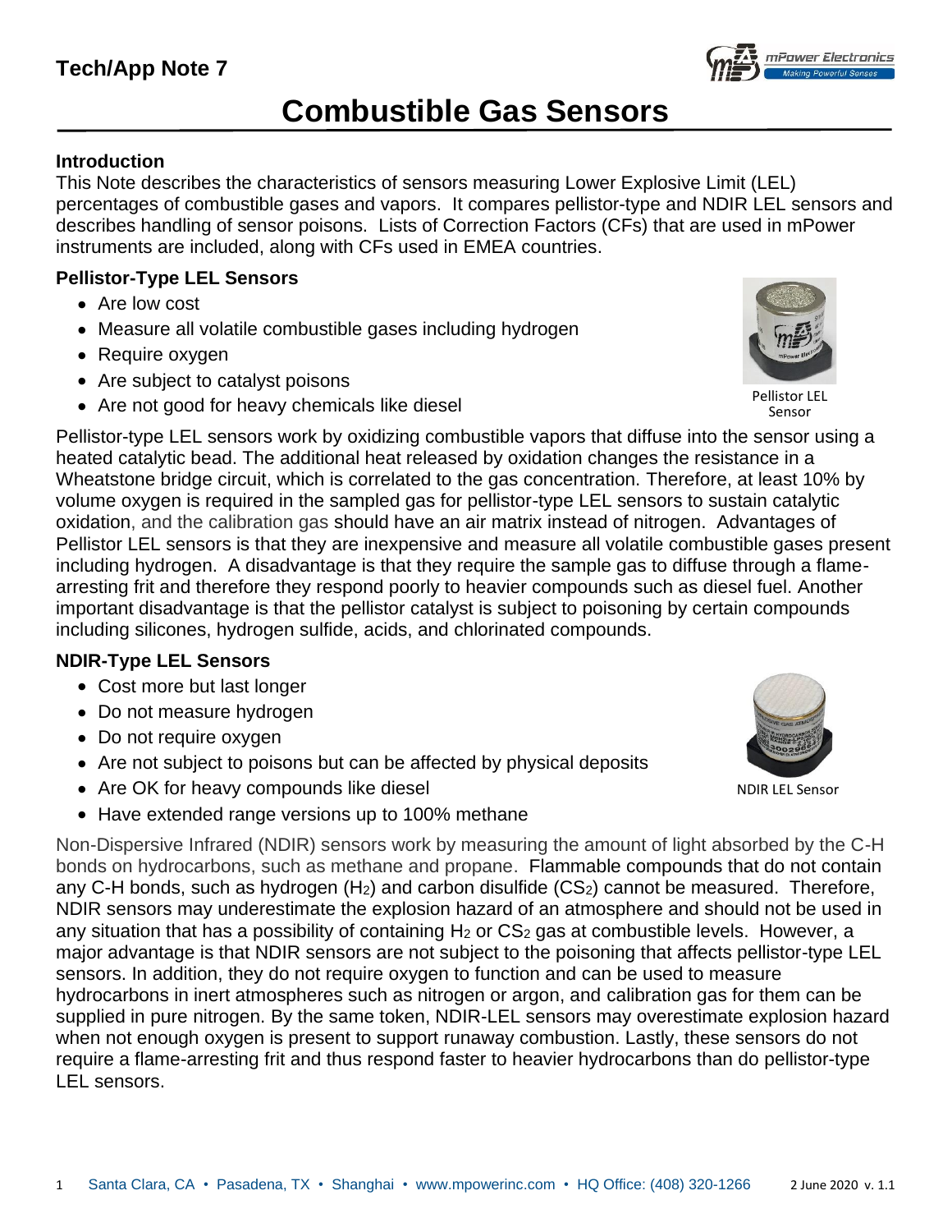# Tech/App Note 7

# Combustible Gas Sensors

### Introduction

This Note describes the characteristics of sensors measuring Lower Explosive Limit (LEL) percentages of combustible gases and vapors. It compares pellistor-type and NDIR LEL sensors and describes handling of sensor poisons. Lists of Correction Factors (CFs) that are used in mPower instruments are included, along with CFs used in EMEA countries.

### Pellistor-Type LEL Sensors

- Are low cost
- Measure all volatile combustible gases including hydrogen
- Require oxygen
- Are subject to catalyst poisons
- Are not good for heavy chemicals like diesel

Pellistor LEL Sensor

Pellistor-type LEL sensors work by oxidizing combustible vapors that diffuse into the sensor using a heated catalytic bead. The additional heat released by oxidation changes the resistance in a Wheatstone bridge circuit, which is correlated to the gas concentration. Therefore, at least 10% by volume oxygen is required in the sampled gas for pellistor-type LEL sensors to sustain catalytic oxidation, and the calibration gas should have an air matrix instead of nitrogen. Advantages of Pellistor LEL sensors is that they are inexpensive and measure all volatile combustible gases present including hydrogen. A disadvantage is that they require the sample gas to diffuse through a flame-arresting frit and therefore they respond poorly to heavier compounds such as diesel fuel. Another important disadvantage is that the pellistor catalyst is subject to poisoning by certain compounds including silicones, hydrogen sulfide, acids, and chlorinated compounds.

### NDIR-Type LEL Sensors

- Cost more but last longer
- Do not measure hydrogen
- Do not require oxygen
- Are not subject to poisons but can be affected by physical deposits
- Are OK for heavy compounds like diesel
- Have extended range versions up to 100% methane

NDIR LEL Sensor

Non-Dispersive Infrared (NDIR) sensors work by measuring the amount of light absorbed by the C-H bonds on hydrocarbons, such as methane and propane. Flammable compounds that do not contain any C-H bonds, such as hydrogen ($H_2$) and carbon disulfide ($CS_2$) cannot be measured. Therefore, NDIR sensors may underestimate the explosion hazard of an atmosphere and should not be used in any situation that has a possibility of containing $H_2$ or $CS_2$ gas at combustible levels. However, a major advantage is that NDIR sensors are not subject to the poisoning that affects pellistor-type LEL sensors. In addition, they do not require oxygen to function and can be used to measure hydrocarbons in inert atmospheres such as nitrogen or argon, and calibration gas for them can be supplied in pure nitrogen. By the same token, NDIR-LEL sensors may overestimate explosion hazard when not enough oxygen is present to support runaway combustion. Lastly, these sensors do not require a flame-arresting frit and thus respond faster to heavier hydrocarbons than do pellistor-type LEL sensors.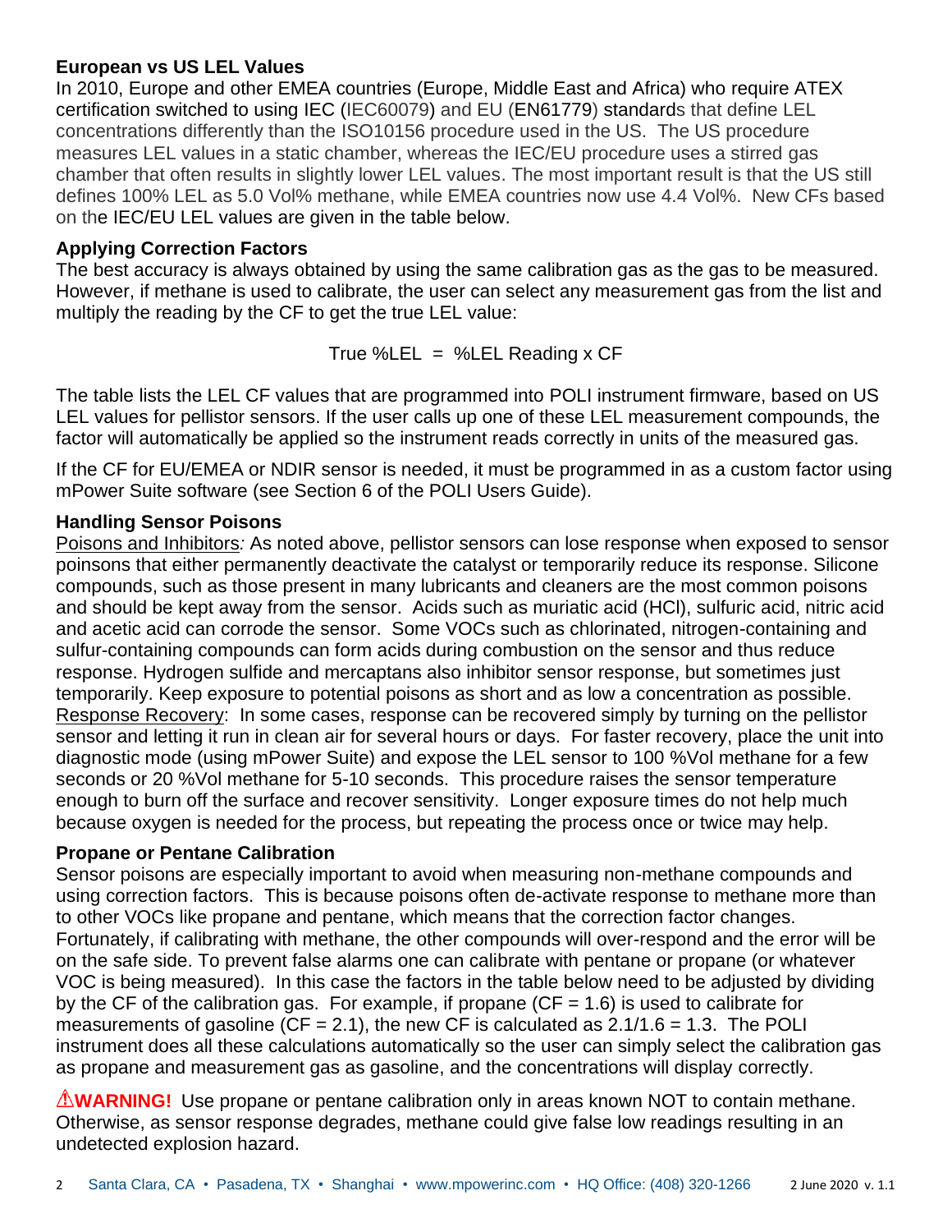**European vs US LEL Values**

In 2010, Europe and other EMEA countries (Europe, Middle East and Africa) who require ATEX certification switched to using IEC (IEC60079) and EU (EN61779) standards that define LEL concentrations differently than the ISO10156 procedure used in the US. The US procedure measures LEL values in a static chamber, whereas the IEC/EU procedure uses a stirred gas chamber that often results in slightly lower LEL values. The most important result is that the US still defines 100% LEL as 5.0 Vol% methane, while EMEA countries now use 4.4 Vol%. New CFs based on the IEC/EU LEL values are given in the table below.

**Applying Correction Factors**

The best accuracy is always obtained by using the same calibration gas as the gas to be measured. However, if methane is used to calibrate, the user can select any measurement gas from the list and multiply the reading by the CF to get the true LEL value:

$$\text{True \%LEL} = \text{\%LEL Reading} \times \text{CF}$$

The table lists the LEL CF values that are programmed into POLI instrument firmware, based on US LEL values for pellistor sensors. If the user calls up one of these LEL measurement compounds, the factor will automatically be applied so the instrument reads correctly in units of the measured gas.

If the CF for EU/EMEA or NDIR sensor is needed, it must be programmed in as a custom factor using mPower Suite software (see Section 6 of the POLI Users Guide).

**Handling Sensor Poisons**

Poisons and Inhibitors*:* As noted above, pellistor sensors can lose response when exposed to sensor poinsons that either permanently deactivate the catalyst or temporarily reduce its response. Silicone compounds, such as those present in many lubricants and cleaners are the most common poisons and should be kept away from the sensor. Acids such as muriatic acid (HCl), sulfuric acid, nitric acid and acetic acid can corrode the sensor. Some VOCs such as chlorinated, nitrogen-containing and sulfur-containing compounds can form acids during combustion on the sensor and thus reduce response. Hydrogen sulfide and mercaptans also inhibitor sensor response, but sometimes just temporarily. Keep exposure to potential poisons as short and as low a concentration as possible.

Response Recovery: In some cases, response can be recovered simply by turning on the pellistor sensor and letting it run in clean air for several hours or days. For faster recovery, place the unit into diagnostic mode (using mPower Suite) and expose the LEL sensor to 100 %Vol methane for a few seconds or 20 %Vol methane for 5-10 seconds. This procedure raises the sensor temperature enough to burn off the surface and recover sensitivity. Longer exposure times do not help much because oxygen is needed for the process, but repeating the process once or twice may help.

**Propane or Pentane Calibration**

Sensor poisons are especially important to avoid when measuring non-methane compounds and using correction factors. This is because poisons often de-activate response to methane more than to other VOCs like propane and pentane, which means that the correction factor changes. Fortunately, if calibrating with methane, the other compounds will over-respond and the error will be on the safe side. To prevent false alarms one can calibrate with pentane or propane (or whatever VOC is being measured). In this case the factors in the table below need to be adjusted by dividing by the CF of the calibration gas. For example, if propane (CF = 1.6) is used to calibrate for measurements of gasoline (CF = 2.1), the new CF is calculated as 2.1/1.6 = 1.3. The POLI instrument does all these calculations automatically so the user can simply select the calibration gas as propane and measurement gas as gasoline, and the concentrations will display correctly.

⚠**WARNING!** Use propane or pentane calibration only in areas known NOT to contain methane. Otherwise, as sensor response degrades, methane could give false low readings resulting in an undetected explosion hazard.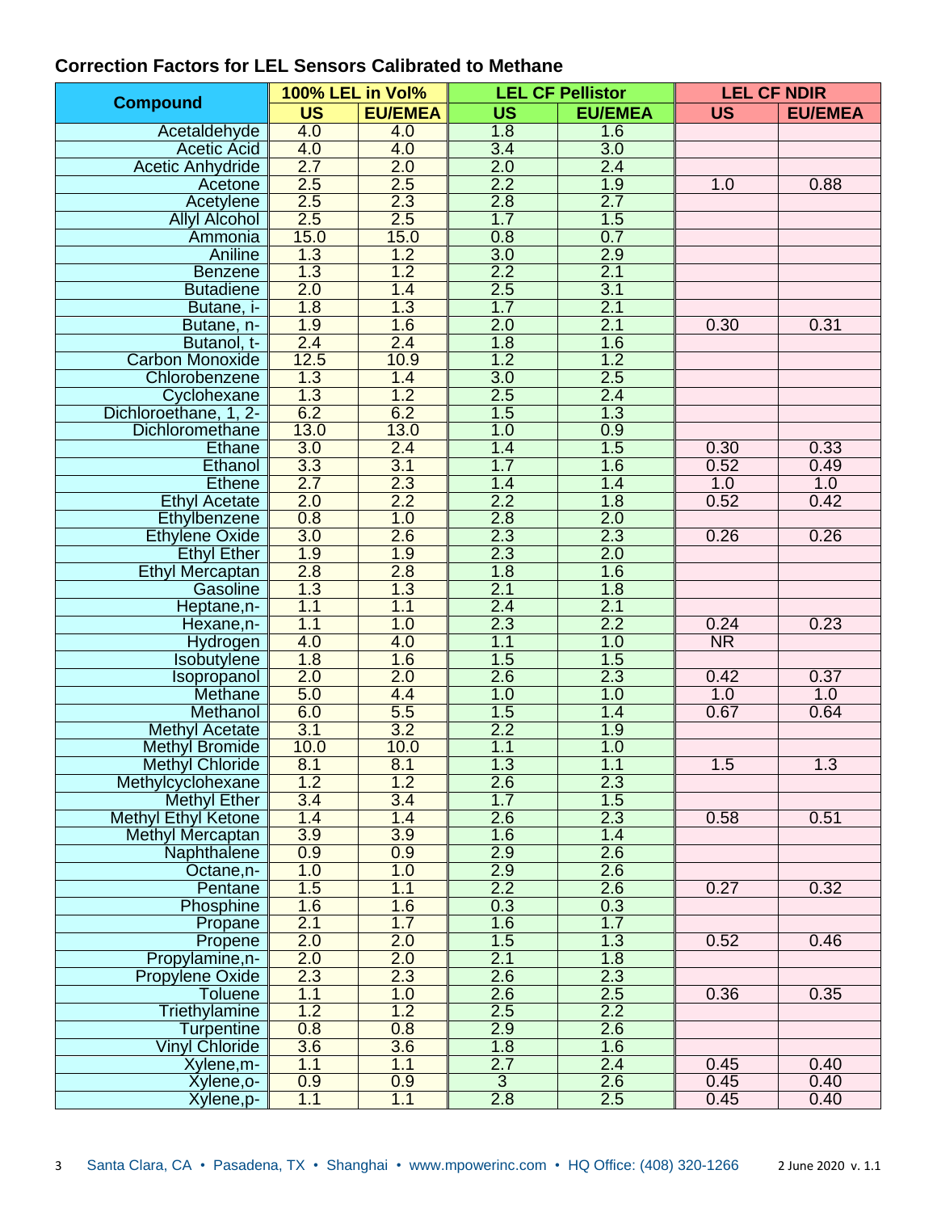## Correction Factors for LEL Sensors Calibrated to Methane

| Compound | 100% LEL in Vol% | | LEL CF Pellistor | | LEL CF NDIR | |
|---|---|---|---|---|---|---|
| | US | EU/EMEA | US | EU/EMEA | US | EU/EMEA |
| Acetaldehyde | 4.0 | 4.0 | 1.8 | 1.6 | | |
| Acetic Acid | 4.0 | 4.0 | 3.4 | 3.0 | | |
| Acetic Anhydride | 2.7 | 2.0 | 2.0 | 2.4 | | |
| Acetone | 2.5 | 2.5 | 2.2 | 1.9 | 1.0 | 0.88 |
| Acetylene | 2.5 | 2.3 | 2.8 | 2.7 | | |
| Allyl Alcohol | 2.5 | 2.5 | 1.7 | 1.5 | | |
| Ammonia | 15.0 | 15.0 | 0.8 | 0.7 | | |
| Aniline | 1.3 | 1.2 | 3.0 | 2.9 | | |
| Benzene | 1.3 | 1.2 | 2.2 | 2.1 | | |
| Butadiene | 2.0 | 1.4 | 2.5 | 3.1 | | |
| Butane, i- | 1.8 | 1.3 | 1.7 | 2.1 | | |
| Butane, n- | 1.9 | 1.6 | 2.0 | 2.1 | 0.30 | 0.31 |
| Butanol, t- | 2.4 | 2.4 | 1.8 | 1.6 | | |
| Carbon Monoxide | 12.5 | 10.9 | 1.2 | 1.2 | | |
| Chlorobenzene | 1.3 | 1.4 | 3.0 | 2.5 | | |
| Cyclohexane | 1.3 | 1.2 | 2.5 | 2.4 | | |
| Dichloroethane, 1, 2- | 6.2 | 6.2 | 1.5 | 1.3 | | |
| Dichloromethane | 13.0 | 13.0 | 1.0 | 0.9 | | |
| Ethane | 3.0 | 2.4 | 1.4 | 1.5 | 0.30 | 0.33 |
| Ethanol | 3.3 | 3.1 | 1.7 | 1.6 | 0.52 | 0.49 |
| Ethene | 2.7 | 2.3 | 1.4 | 1.4 | 1.0 | 1.0 |
| Ethyl Acetate | 2.0 | 2.2 | 2.2 | 1.8 | 0.52 | 0.42 |
| Ethylbenzene | 0.8 | 1.0 | 2.8 | 2.0 | | |
| Ethylene Oxide | 3.0 | 2.6 | 2.3 | 2.3 | 0.26 | 0.26 |
| Ethyl Ether | 1.9 | 1.9 | 2.3 | 2.0 | | |
| Ethyl Mercaptan | 2.8 | 2.8 | 1.8 | 1.6 | | |
| Gasoline | 1.3 | 1.3 | 2.1 | 1.8 | | |
| Heptane,n- | 1.1 | 1.1 | 2.4 | 2.1 | | |
| Hexane,n- | 1.1 | 1.0 | 2.3 | 2.2 | 0.24 | 0.23 |
| Hydrogen | 4.0 | 4.0 | 1.1 | 1.0 | NR | |
| Isobutylene | 1.8 | 1.6 | 1.5 | 1.5 | | |
| Isopropanol | 2.0 | 2.0 | 2.6 | 2.3 | 0.42 | 0.37 |
| Methane | 5.0 | 4.4 | 1.0 | 1.0 | 1.0 | 1.0 |
| Methanol | 6.0 | 5.5 | 1.5 | 1.4 | 0.67 | 0.64 |
| Methyl Acetate | 3.1 | 3.2 | 2.2 | 1.9 | | |
| Methyl Bromide | 10.0 | 10.0 | 1.1 | 1.0 | | |
| Methyl Chloride | 8.1 | 8.1 | 1.3 | 1.1 | 1.5 | 1.3 |
| Methylcyclohexane | 1.2 | 1.2 | 2.6 | 2.3 | | |
| Methyl Ether | 3.4 | 3.4 | 1.7 | 1.5 | | |
| Methyl Ethyl Ketone | 1.4 | 1.4 | 2.6 | 2.3 | 0.58 | 0.51 |
| Methyl Mercaptan | 3.9 | 3.9 | 1.6 | 1.4 | | |
| Naphthalene | 0.9 | 0.9 | 2.9 | 2.6 | | |
| Octane,n- | 1.0 | 1.0 | 2.9 | 2.6 | | |
| Pentane | 1.5 | 1.1 | 2.2 | 2.6 | 0.27 | 0.32 |
| Phosphine | 1.6 | 1.6 | 0.3 | 0.3 | | |
| Propane | 2.1 | 1.7 | 1.6 | 1.7 | | |
| Propene | 2.0 | 2.0 | 1.5 | 1.3 | 0.52 | 0.46 |
| Propylamine,n- | 2.0 | 2.0 | 2.1 | 1.8 | | |
| Propylene Oxide | 2.3 | 2.3 | 2.6 | 2.3 | | |
| Toluene | 1.1 | 1.0 | 2.6 | 2.5 | 0.36 | 0.35 |
| Triethylamine | 1.2 | 1.2 | 2.5 | 2.2 | | |
| Turpentine | 0.8 | 0.8 | 2.9 | 2.6 | | |
| Vinyl Chloride | 3.6 | 3.6 | 1.8 | 1.6 | | |
| Xylene,m- | 1.1 | 1.1 | 2.7 | 2.4 | 0.45 | 0.40 |
| Xylene,o- | 0.9 | 0.9 | 3 | 2.6 | 0.45 | 0.40 |
| Xylene,p- | 1.1 | 1.1 | 2.8 | 2.5 | 0.45 | 0.40 |

Santa Clara, CA • Pasadena, TX • Shanghai • www.mpowerinc.com • HQ Office: (408) 320-1266    2 June 2020 v. 1.1